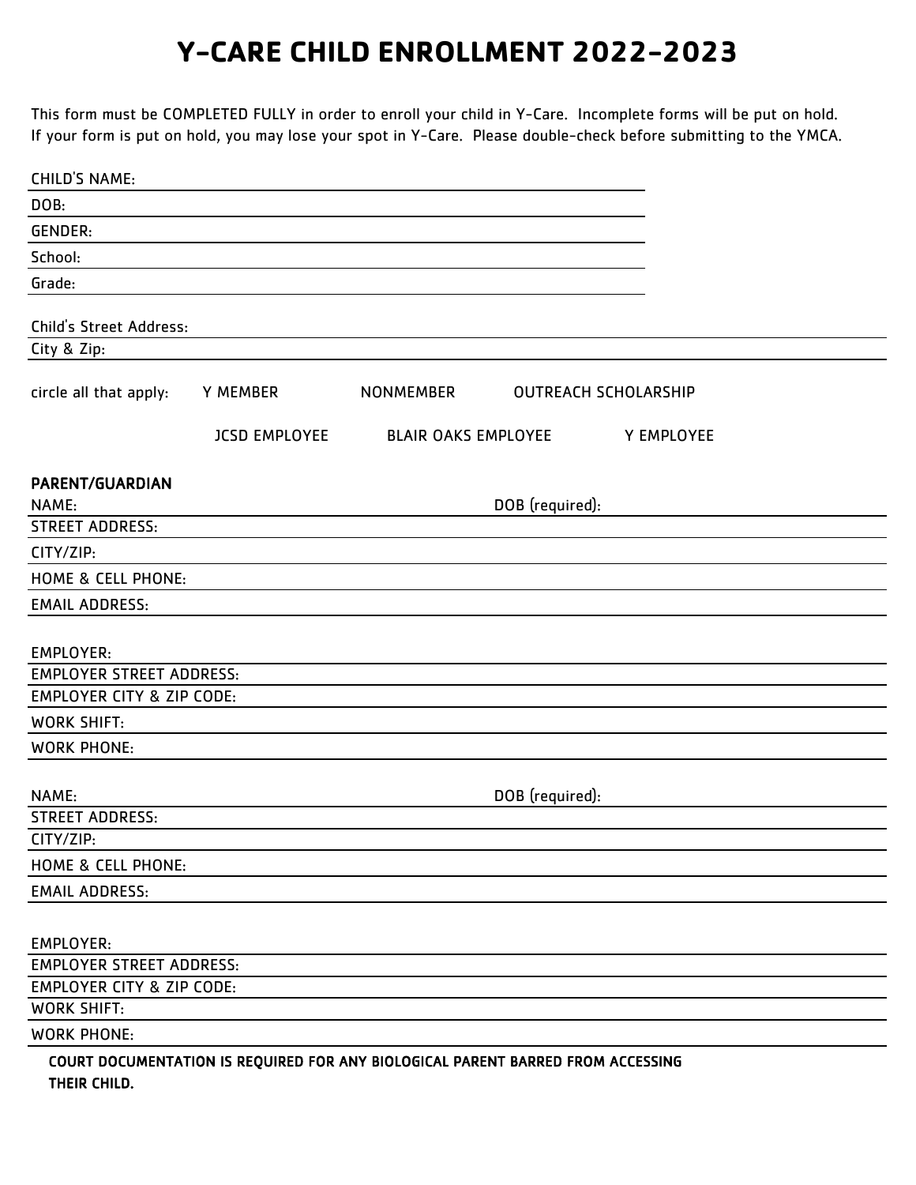# Y-CARE CHILD ENROLLMENT 2022-2023

This form must be COMPLETED FULLY in order to enroll your child in Y-Care. Incomplete forms will be put on hold. If your form is put on hold, you may lose your spot in Y-Care. Please double-check before submitting to the YMCA.

CHILD'S NAME:

DOB:

GENDER:

School:

Grade:

Child's Street Address:

City & Zip:

circle all that apply: Y MEMBER NONMEMBER OUTREACH SCHOLARSHIP

JCSD EMPLOYEE BLAIR OAKS EMPLOYEE Y EMPLOYEE

**PARENT/GUARDIAN**

NAME: DOB (required):

STREET ADDRESS:

CITY/ZIP:

HOME & CELL PHONE:

EMAIL ADDRESS:

EMPLOYER:

EMPLOYER STREET ADDRESS:

EMPLOYER CITY & ZIP CODE:

WORK SHIFT:

WORK PHONE:

NAME: DOB (required):

STREET ADDRESS:

CITY/ZIP:

HOME & CELL PHONE:

EMAIL ADDRESS:

EMPLOYER:

EMPLOYER STREET ADDRESS:

EMPLOYER CITY & ZIP CODE:

WORK SHIFT:

WORK PHONE:

**COURT DOCUMENTATION IS REQUIRED FOR ANY BIOLOGICAL PARENT BARRED FROM ACCESSING THEIR CHILD.**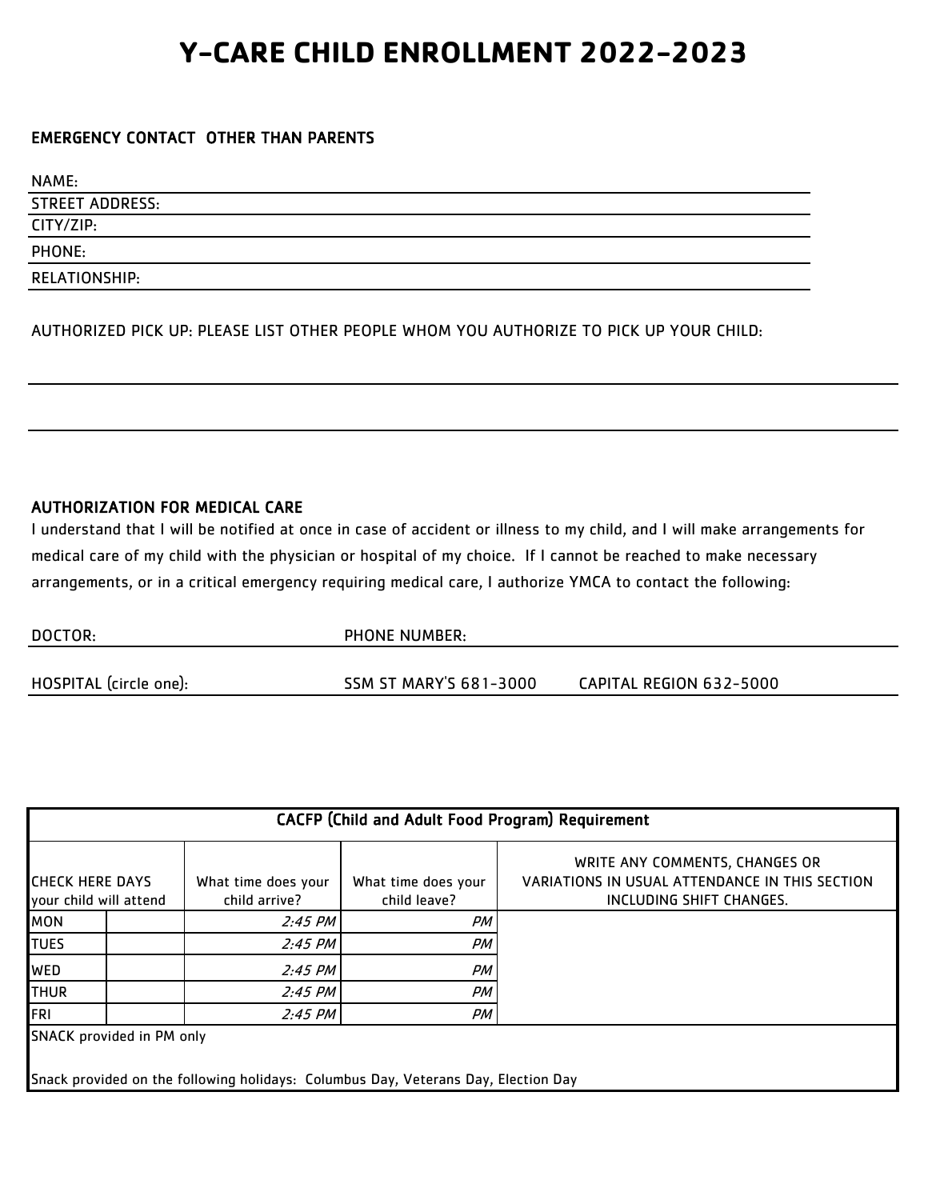# Y-CARE CHILD ENROLLMENT 2022-2023

## EMERGENCY CONTACT OTHER THAN PARENTS

NAME:

STREET ADDRESS:

CITY/ZIP:

PHONE:

RELATIONSHIP:

AUTHORIZED PICK UP: PLEASE LIST OTHER PEOPLE WHOM YOU AUTHORIZE TO PICK UP YOUR CHILD:

## AUTHORIZATION FOR MEDICAL CARE

I understand that I will be notified at once in case of accident or illness to my child, and I will make arrangements for medical care of my child with the physician or hospital of my choice. If I cannot be reached to make necessary arrangements, or in a critical emergency requiring medical care, I authorize YMCA to contact the following:

DOCTOR: PHONE NUMBER:

HOSPITAL (circle one): SSM ST MARY'S 681-3000 CAPITAL REGION 632-5000

| CACFP (Child and Adult Food Program) Requirement | | | | |
|---|---|---|---|---|
| CHECK HERE DAYS your child will attend | | What time does your child arrive? | What time does your child leave? | WRITE ANY COMMENTS, CHANGES OR VARIATIONS IN USUAL ATTENDANCE IN THIS SECTION INCLUDING SHIFT CHANGES. |
| MON | | *2:45 PM* | *PM* | |
| TUES | | *2:45 PM* | *PM* | |
| WED | | *2:45 PM* | *PM* | |
| THUR | | *2:45 PM* | *PM* | |
| FRI | | *2:45 PM* | *PM* | |
| SNACK provided in PM only<br><br>Snack provided on the following holidays: Columbus Day, Veterans Day, Election Day | | | | |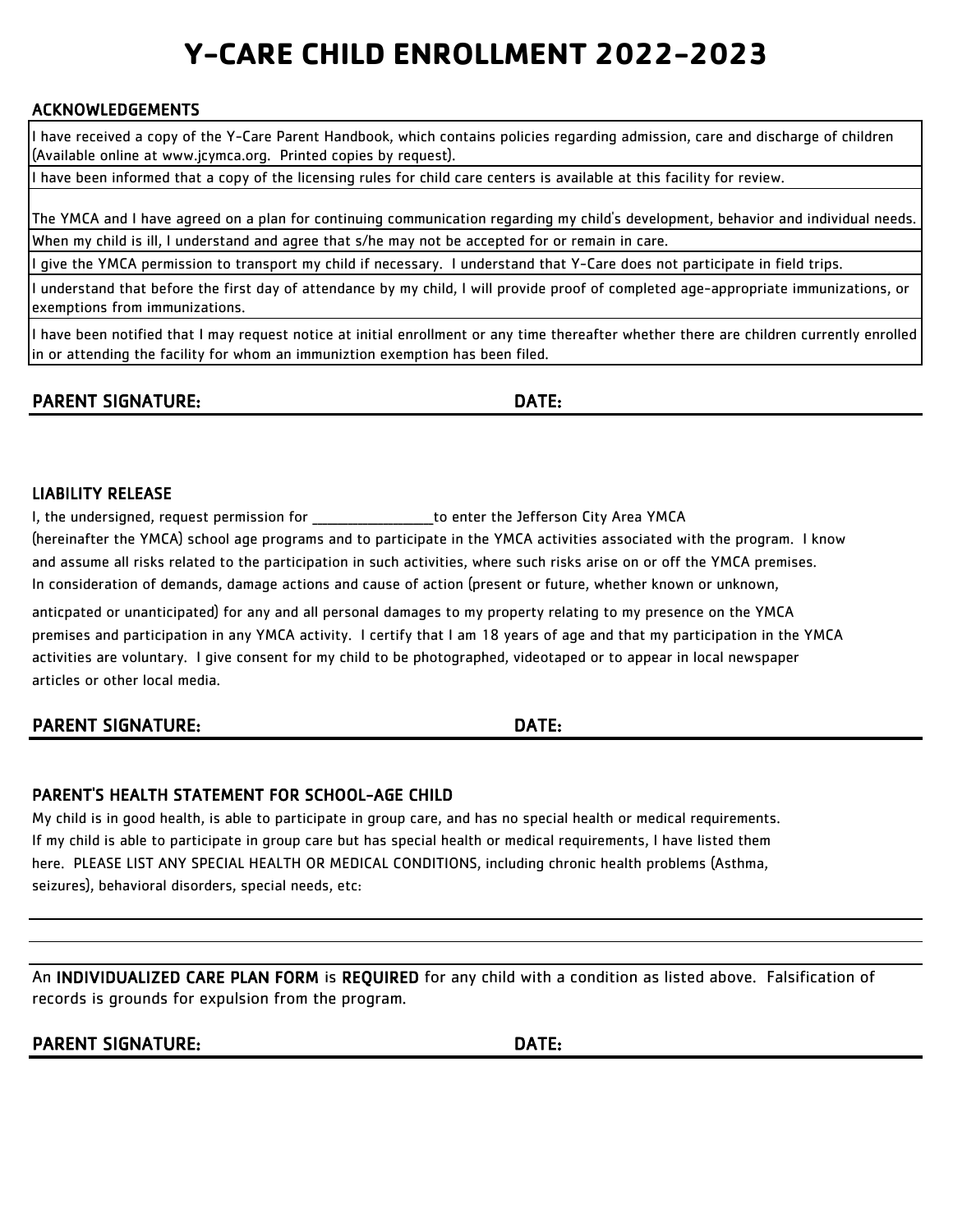# Y-CARE CHILD ENROLLMENT 2022-2023

## ACKNOWLEDGEMENTS

| |
|---|
| I have received a copy of the Y-Care Parent Handbook, which contains policies regarding admission, care and discharge of children (Available online at www.jcymca.org. Printed copies by request). |
| I have been informed that a copy of the licensing rules for child care centers is available at this facility for review. |
| The YMCA and I have agreed on a plan for continuing communication regarding my child's development, behavior and individual needs. |
| When my child is ill, I understand and agree that s/he may not be accepted for or remain in care. |
| I give the YMCA permission to transport my child if necessary. I understand that Y-Care does not participate in field trips. |
| I understand that before the first day of attendance by my child, I will provide proof of completed age-appropriate immunizations, or exemptions from immunizations. |
| I have been notified that I may request notice at initial enrollment or any time thereafter whether there are children currently enrolled in or attending the facility for whom an immuniztion exemption has been filed. |

**PARENT SIGNATURE:** **DATE:**

## LIABILITY RELEASE

I, the undersigned, request permission for _________________to enter the Jefferson City Area YMCA (hereinafter the YMCA) school age programs and to participate in the YMCA activities associated with the program. I know and assume all risks related to the participation in such activities, where such risks arise on or off the YMCA premises. In consideration of demands, damage actions and cause of action (present or future, whether known or unknown, anticpated or unanticipated) for any and all personal damages to my property relating to my presence on the YMCA premises and participation in any YMCA activity. I certify that I am 18 years of age and that my participation in the YMCA activities are voluntary. I give consent for my child to be photographed, videotaped or to appear in local newspaper articles or other local media.

**PARENT SIGNATURE:** **DATE:**

## PARENT'S HEALTH STATEMENT FOR SCHOOL-AGE CHILD

My child is in good health, is able to participate in group care, and has no special health or medical requirements. If my child is able to participate in group care but has special health or medical requirements, I have listed them here. PLEASE LIST ANY SPECIAL HEALTH OR MEDICAL CONDITIONS, including chronic health problems (Asthma, seizures), behavioral disorders, special needs, etc:

An **INDIVIDUALIZED CARE PLAN FORM** is **REQUIRED** for any child with a condition as listed above. Falsification of records is grounds for expulsion from the program.

**PARENT SIGNATURE:** **DATE:**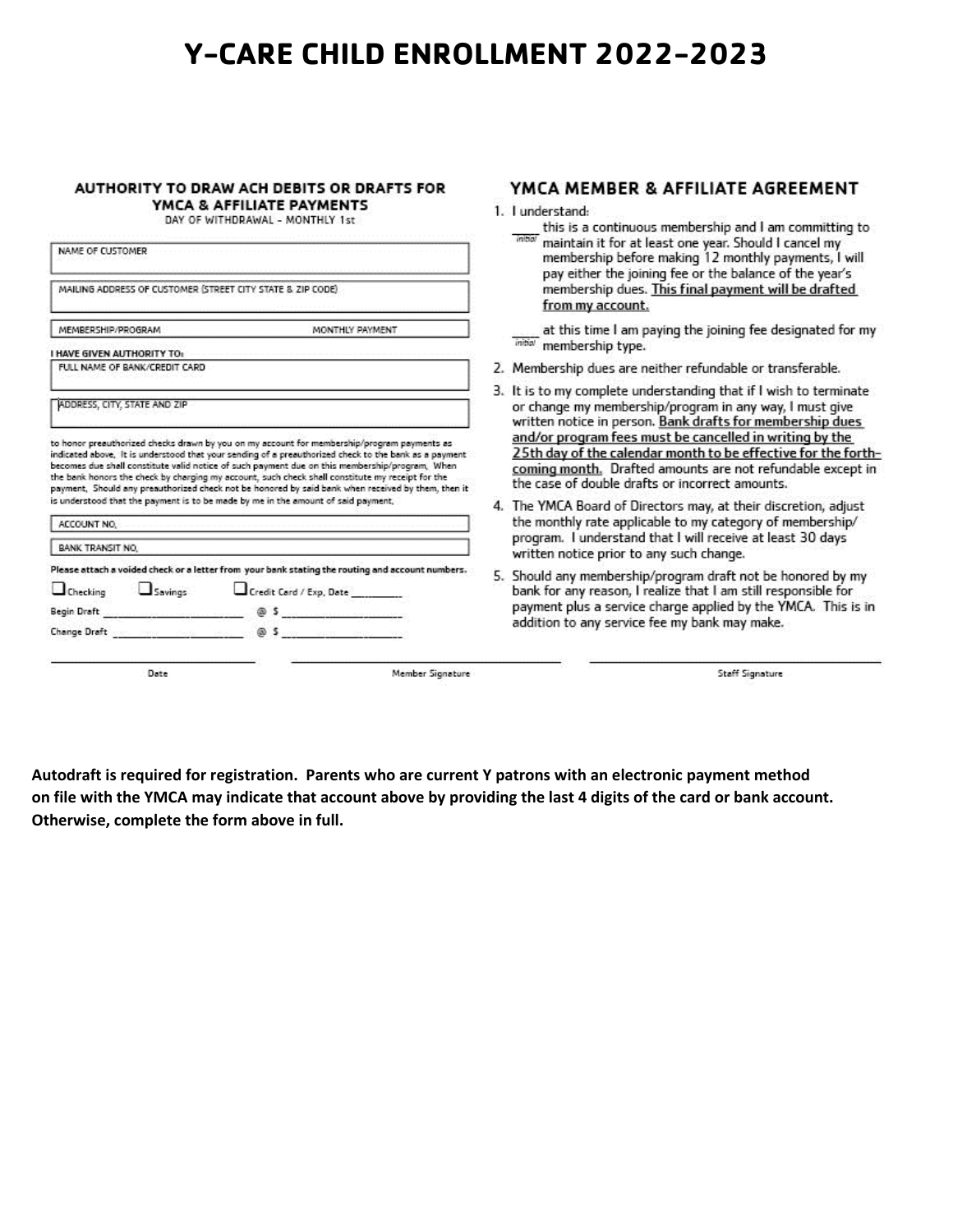# Y-CARE CHILD ENROLLMENT 2022-2023

## AUTHORITY TO DRAW ACH DEBITS OR DRAFTS FOR YMCA & AFFILIATE PAYMENTS

DAY OF WITHDRAWAL - MONTHLY 1st

NAME OF CUSTOMER

MAILING ADDRESS OF CUSTOMER (STREET CITY STATE & ZIP CODE)

MEMBERSHIP/PROGRAM MONTHLY PAYMENT

**I HAVE GIVEN AUTHORITY TO:**

FULL NAME OF BANK/CREDIT CARD

ADDRESS, CITY, STATE AND ZIP

to honor preauthorized checks drawn by you on my account for membership/program payments as indicated above. It is understood that your sending of a preauthorized check to the bank as a payment becomes due shall constitute valid notice of such payment due on this membership/program. When the bank honors the check by charging my account, such check shall constitute my receipt for the payment. Should any preauthorized check not be honored by said bank when received by them, then it is understood that the payment is to be made by me in the amount of said payment.

ACCOUNT NO.

BANK TRANSIT NO.

**Please attach a voided check or a letter from your bank stating the routing and account numbers.**

☐ Checking ☐ Savings ☐ Credit Card / Exp. Date ________

Begin Draft ____________________ @ $ ________________

Change Draft ____________________ @ $ ________________

## YMCA MEMBER & AFFILIATE AGREEMENT

1. I understand:
   - ____ (initial) this is a continuous membership and I am committing to maintain it for at least one year. Should I cancel my membership before making 12 monthly payments, I will pay either the joining fee or the balance of the year's membership dues. This final payment will be drafted from my account.
   - ____ (initial) at this time I am paying the joining fee designated for my membership type.
2. Membership dues are neither refundable or transferable.
3. It is to my complete understanding that if I wish to terminate or change my membership/program in any way, I must give written notice in person. Bank drafts for membership dues and/or program fees must be cancelled in writing by the 25th day of the calendar month to be effective for the forth-coming month. Drafted amounts are not refundable except in the case of double drafts or incorrect amounts.
4. The YMCA Board of Directors may, at their discretion, adjust the monthly rate applicable to my category of membership/program. I understand that I will receive at least 30 days written notice prior to any such change.
5. Should any membership/program draft not be honored by my bank for any reason, I realize that I am still responsible for payment plus a service charge applied by the YMCA. This is in addition to any service fee my bank may make.

________________________ ________________________ ________________________

Date Member Signature Staff Signature

**Autodraft is required for registration. Parents who are current Y patrons with an electronic payment method on file with the YMCA may indicate that account above by providing the last 4 digits of the card or bank account. Otherwise, complete the form above in full.**